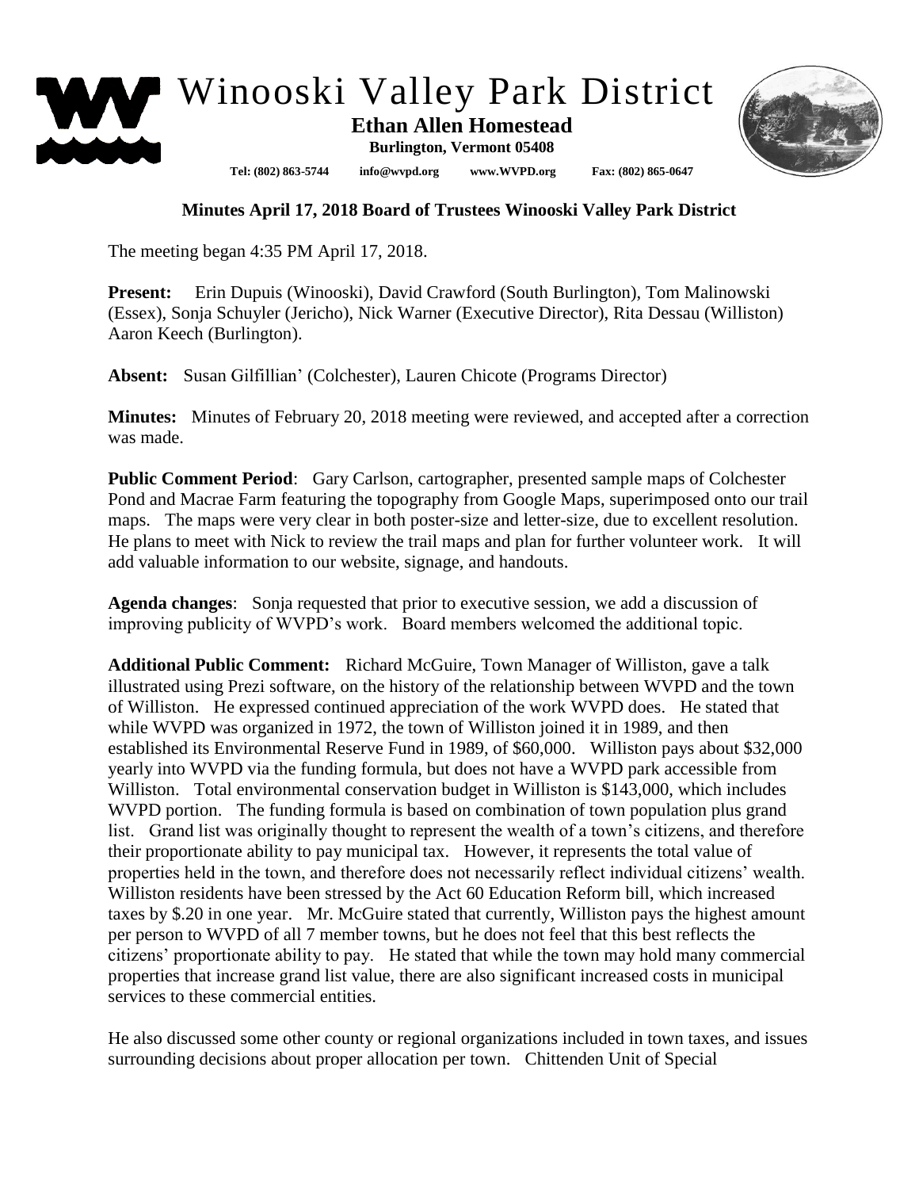# Winooski Valley Park District

**Ethan Allen Homestead**
**Burlington, Vermont 05408**

**Tel: (802) 863-5744 info@wvpd.org www.WVPD.org Fax: (802) 865-0647**

## Minutes April 17, 2018 Board of Trustees Winooski Valley Park District

The meeting began 4:35 PM April 17, 2018.

**Present:** Erin Dupuis (Winooski), David Crawford (South Burlington), Tom Malinowski (Essex), Sonja Schuyler (Jericho), Nick Warner (Executive Director), Rita Dessau (Williston) Aaron Keech (Burlington).

**Absent:** Susan Gilfillian' (Colchester), Lauren Chicote (Programs Director)

**Minutes:** Minutes of February 20, 2018 meeting were reviewed, and accepted after a correction was made.

**Public Comment Period**: Gary Carlson, cartographer, presented sample maps of Colchester Pond and Macrae Farm featuring the topography from Google Maps, superimposed onto our trail maps. The maps were very clear in both poster-size and letter-size, due to excellent resolution. He plans to meet with Nick to review the trail maps and plan for further volunteer work. It will add valuable information to our website, signage, and handouts.

**Agenda changes**: Sonja requested that prior to executive session, we add a discussion of improving publicity of WVPD's work. Board members welcomed the additional topic.

**Additional Public Comment:** Richard McGuire, Town Manager of Williston, gave a talk illustrated using Prezi software, on the history of the relationship between WVPD and the town of Williston. He expressed continued appreciation of the work WVPD does. He stated that while WVPD was organized in 1972, the town of Williston joined it in 1989, and then established its Environmental Reserve Fund in 1989, of $60,000. Williston pays about $32,000 yearly into WVPD via the funding formula, but does not have a WVPD park accessible from Williston. Total environmental conservation budget in Williston is $143,000, which includes WVPD portion. The funding formula is based on combination of town population plus grand list. Grand list was originally thought to represent the wealth of a town's citizens, and therefore their proportionate ability to pay municipal tax. However, it represents the total value of properties held in the town, and therefore does not necessarily reflect individual citizens' wealth. Williston residents have been stressed by the Act 60 Education Reform bill, which increased taxes by $.20 in one year. Mr. McGuire stated that currently, Williston pays the highest amount per person to WVPD of all 7 member towns, but he does not feel that this best reflects the citizens' proportionate ability to pay. He stated that while the town may hold many commercial properties that increase grand list value, there are also significant increased costs in municipal services to these commercial entities.

He also discussed some other county or regional organizations included in town taxes, and issues surrounding decisions about proper allocation per town. Chittenden Unit of Special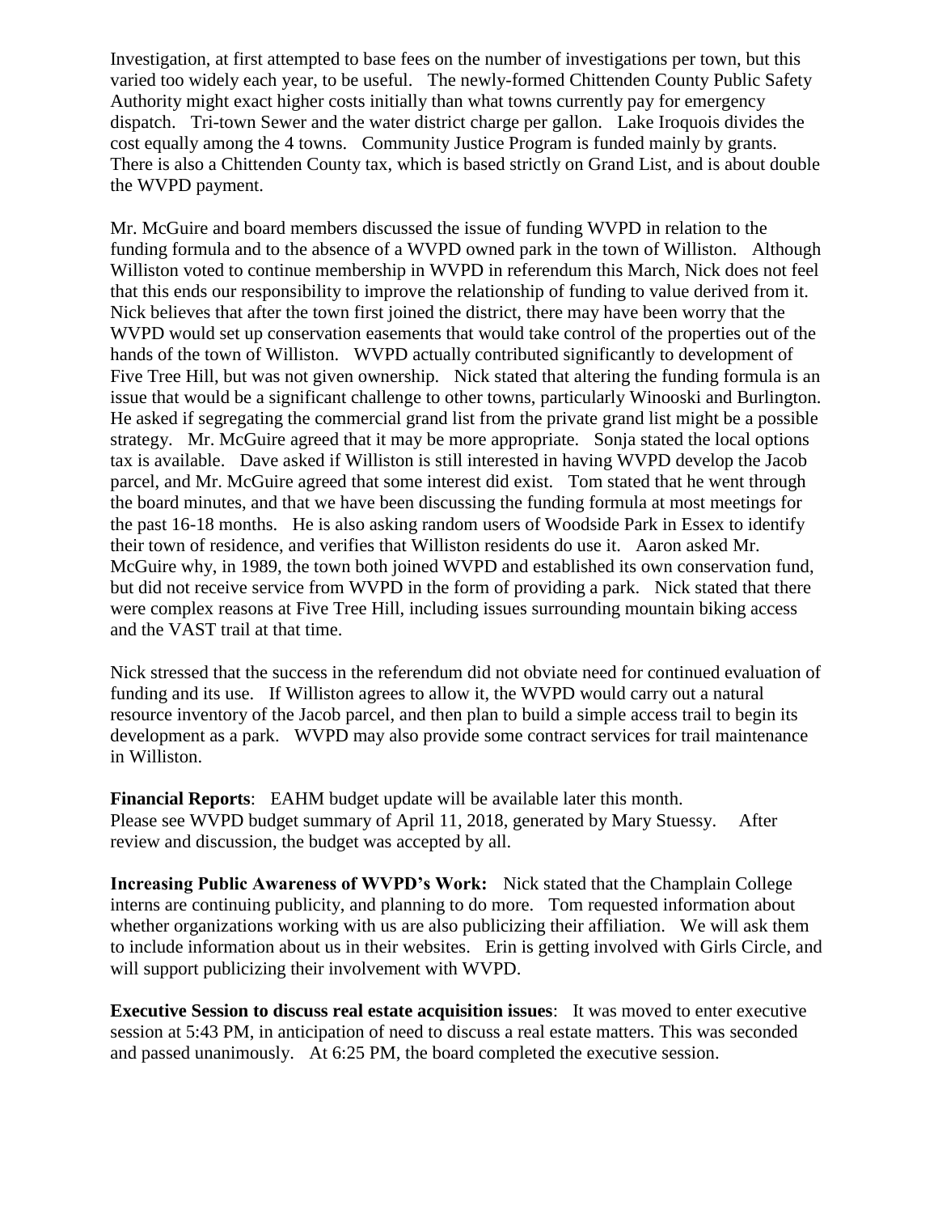Investigation, at first attempted to base fees on the number of investigations per town, but this varied too widely each year, to be useful. The newly-formed Chittenden County Public Safety Authority might exact higher costs initially than what towns currently pay for emergency dispatch. Tri-town Sewer and the water district charge per gallon. Lake Iroquois divides the cost equally among the 4 towns. Community Justice Program is funded mainly by grants. There is also a Chittenden County tax, which is based strictly on Grand List, and is about double the WVPD payment.

Mr. McGuire and board members discussed the issue of funding WVPD in relation to the funding formula and to the absence of a WVPD owned park in the town of Williston. Although Williston voted to continue membership in WVPD in referendum this March, Nick does not feel that this ends our responsibility to improve the relationship of funding to value derived from it. Nick believes that after the town first joined the district, there may have been worry that the WVPD would set up conservation easements that would take control of the properties out of the hands of the town of Williston. WVPD actually contributed significantly to development of Five Tree Hill, but was not given ownership. Nick stated that altering the funding formula is an issue that would be a significant challenge to other towns, particularly Winooski and Burlington. He asked if segregating the commercial grand list from the private grand list might be a possible strategy. Mr. McGuire agreed that it may be more appropriate. Sonja stated the local options tax is available. Dave asked if Williston is still interested in having WVPD develop the Jacob parcel, and Mr. McGuire agreed that some interest did exist. Tom stated that he went through the board minutes, and that we have been discussing the funding formula at most meetings for the past 16-18 months. He is also asking random users of Woodside Park in Essex to identify their town of residence, and verifies that Williston residents do use it. Aaron asked Mr. McGuire why, in 1989, the town both joined WVPD and established its own conservation fund, but did not receive service from WVPD in the form of providing a park. Nick stated that there were complex reasons at Five Tree Hill, including issues surrounding mountain biking access and the VAST trail at that time.

Nick stressed that the success in the referendum did not obviate need for continued evaluation of funding and its use. If Williston agrees to allow it, the WVPD would carry out a natural resource inventory of the Jacob parcel, and then plan to build a simple access trail to begin its development as a park. WVPD may also provide some contract services for trail maintenance in Williston.

**Financial Reports**: EAHM budget update will be available later this month. Please see WVPD budget summary of April 11, 2018, generated by Mary Stuessy. After review and discussion, the budget was accepted by all.

**Increasing Public Awareness of WVPD's Work:** Nick stated that the Champlain College interns are continuing publicity, and planning to do more. Tom requested information about whether organizations working with us are also publicizing their affiliation. We will ask them to include information about us in their websites. Erin is getting involved with Girls Circle, and will support publicizing their involvement with WVPD.

**Executive Session to discuss real estate acquisition issues**: It was moved to enter executive session at 5:43 PM, in anticipation of need to discuss a real estate matters. This was seconded and passed unanimously. At 6:25 PM, the board completed the executive session.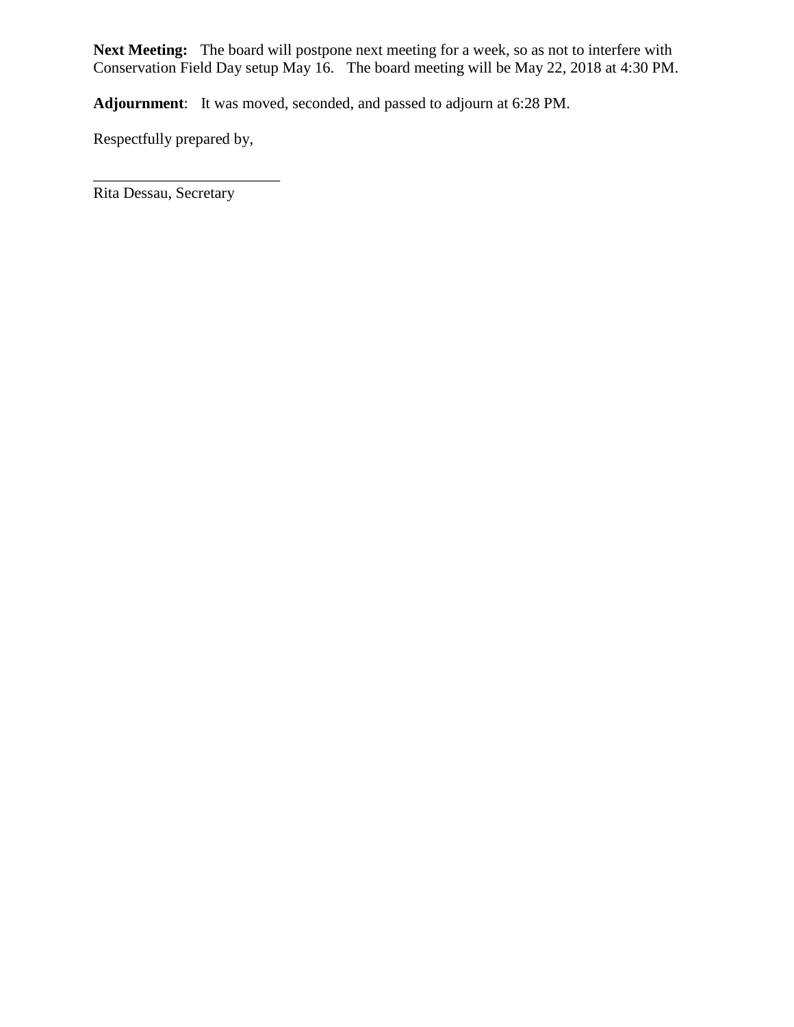**Next Meeting:** The board will postpone next meeting for a week, so as not to interfere with Conservation Field Day setup May 16. The board meeting will be May 22, 2018 at 4:30 PM.

**Adjournment**: It was moved, seconded, and passed to adjourn at 6:28 PM.

Respectfully prepared by,

________________________
Rita Dessau, Secretary